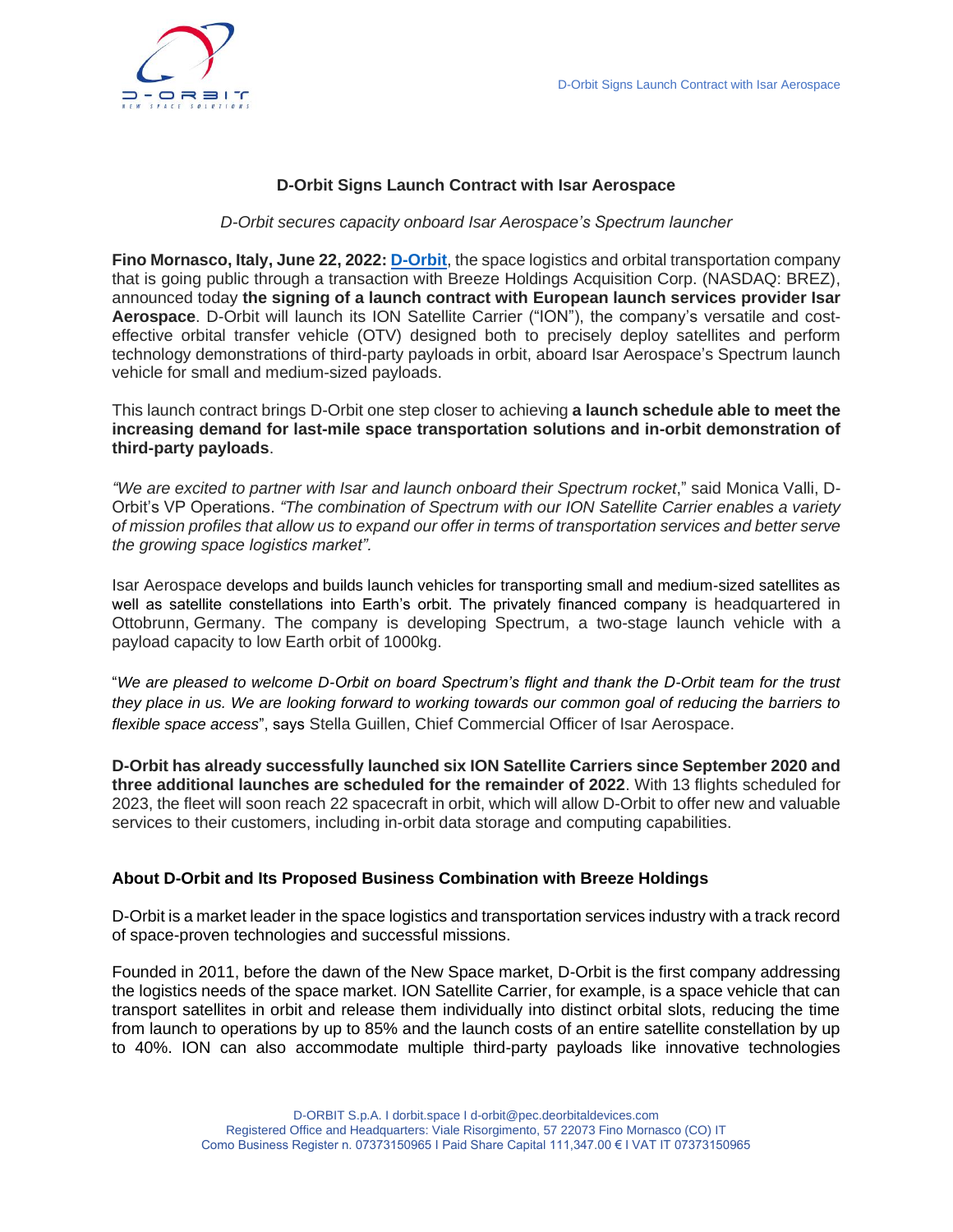# D-Orbit Signs Launch Contract with Isar Aerospace

*D-Orbit secures capacity onboard Isar Aerospace's Spectrum launcher*

**Fino Mornasco, Italy, June 22, 2022: D-Orbit**, the space logistics and orbital transportation company that is going public through a transaction with Breeze Holdings Acquisition Corp. (NASDAQ: BREZ), announced today **the signing of a launch contract with European launch services provider Isar Aerospace**. D-Orbit will launch its ION Satellite Carrier ("ION"), the company's versatile and cost-effective orbital transfer vehicle (OTV) designed both to precisely deploy satellites and perform technology demonstrations of third-party payloads in orbit, aboard Isar Aerospace's Spectrum launch vehicle for small and medium-sized payloads.

This launch contract brings D-Orbit one step closer to achieving **a launch schedule able to meet the increasing demand for last-mile space transportation solutions and in-orbit demonstration of third-party payloads**.

*"We are excited to partner with Isar and launch onboard their Spectrum rocket*," said Monica Valli, D-Orbit's VP Operations. *"The combination of Spectrum with our ION Satellite Carrier enables a variety of mission profiles that allow us to expand our offer in terms of transportation services and better serve the growing space logistics market".*

Isar Aerospace develops and builds launch vehicles for transporting small and medium-sized satellites as well as satellite constellations into Earth's orbit. The privately financed company is headquartered in Ottobrunn, Germany. The company is developing Spectrum, a two-stage launch vehicle with a payload capacity to low Earth orbit of 1000kg.

"*We are pleased to welcome D-Orbit on board Spectrum's flight and thank the D-Orbit team for the trust they place in us. We are looking forward to working towards our common goal of reducing the barriers to flexible space access*", says Stella Guillen, Chief Commercial Officer of Isar Aerospace.

**D-Orbit has already successfully launched six ION Satellite Carriers since September 2020 and three additional launches are scheduled for the remainder of 2022**. With 13 flights scheduled for 2023, the fleet will soon reach 22 spacecraft in orbit, which will allow D-Orbit to offer new and valuable services to their customers, including in-orbit data storage and computing capabilities.

## About D-Orbit and Its Proposed Business Combination with Breeze Holdings

D-Orbit is a market leader in the space logistics and transportation services industry with a track record of space-proven technologies and successful missions.

Founded in 2011, before the dawn of the New Space market, D-Orbit is the first company addressing the logistics needs of the space market. ION Satellite Carrier, for example, is a space vehicle that can transport satellites in orbit and release them individually into distinct orbital slots, reducing the time from launch to operations by up to 85% and the launch costs of an entire satellite constellation by up to 40%. ION can also accommodate multiple third-party payloads like innovative technologies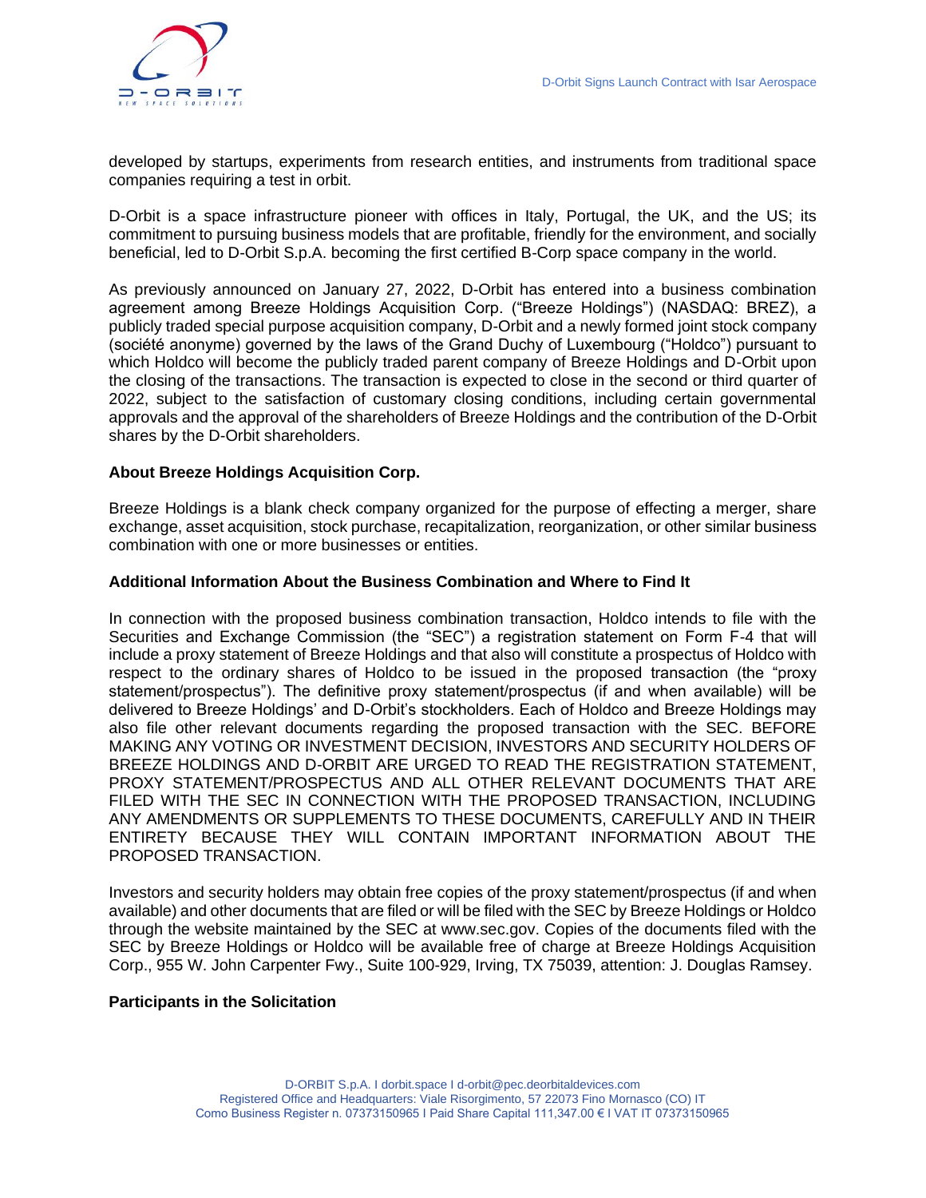developed by startups, experiments from research entities, and instruments from traditional space companies requiring a test in orbit.

D-Orbit is a space infrastructure pioneer with offices in Italy, Portugal, the UK, and the US; its commitment to pursuing business models that are profitable, friendly for the environment, and socially beneficial, led to D-Orbit S.p.A. becoming the first certified B-Corp space company in the world.

As previously announced on January 27, 2022, D-Orbit has entered into a business combination agreement among Breeze Holdings Acquisition Corp. ("Breeze Holdings") (NASDAQ: BREZ), a publicly traded special purpose acquisition company, D-Orbit and a newly formed joint stock company (société anonyme) governed by the laws of the Grand Duchy of Luxembourg ("Holdco") pursuant to which Holdco will become the publicly traded parent company of Breeze Holdings and D-Orbit upon the closing of the transactions. The transaction is expected to close in the second or third quarter of 2022, subject to the satisfaction of customary closing conditions, including certain governmental approvals and the approval of the shareholders of Breeze Holdings and the contribution of the D-Orbit shares by the D-Orbit shareholders.

**About Breeze Holdings Acquisition Corp.**

Breeze Holdings is a blank check company organized for the purpose of effecting a merger, share exchange, asset acquisition, stock purchase, recapitalization, reorganization, or other similar business combination with one or more businesses or entities.

**Additional Information About the Business Combination and Where to Find It**

In connection with the proposed business combination transaction, Holdco intends to file with the Securities and Exchange Commission (the "SEC") a registration statement on Form F-4 that will include a proxy statement of Breeze Holdings and that also will constitute a prospectus of Holdco with respect to the ordinary shares of Holdco to be issued in the proposed transaction (the "proxy statement/prospectus"). The definitive proxy statement/prospectus (if and when available) will be delivered to Breeze Holdings' and D-Orbit's stockholders. Each of Holdco and Breeze Holdings may also file other relevant documents regarding the proposed transaction with the SEC. BEFORE MAKING ANY VOTING OR INVESTMENT DECISION, INVESTORS AND SECURITY HOLDERS OF BREEZE HOLDINGS AND D-ORBIT ARE URGED TO READ THE REGISTRATION STATEMENT, PROXY STATEMENT/PROSPECTUS AND ALL OTHER RELEVANT DOCUMENTS THAT ARE FILED WITH THE SEC IN CONNECTION WITH THE PROPOSED TRANSACTION, INCLUDING ANY AMENDMENTS OR SUPPLEMENTS TO THESE DOCUMENTS, CAREFULLY AND IN THEIR ENTIRETY BECAUSE THEY WILL CONTAIN IMPORTANT INFORMATION ABOUT THE PROPOSED TRANSACTION.

Investors and security holders may obtain free copies of the proxy statement/prospectus (if and when available) and other documents that are filed or will be filed with the SEC by Breeze Holdings or Holdco through the website maintained by the SEC at www.sec.gov. Copies of the documents filed with the SEC by Breeze Holdings or Holdco will be available free of charge at Breeze Holdings Acquisition Corp., 955 W. John Carpenter Fwy., Suite 100-929, Irving, TX 75039, attention: J. Douglas Ramsey.

**Participants in the Solicitation**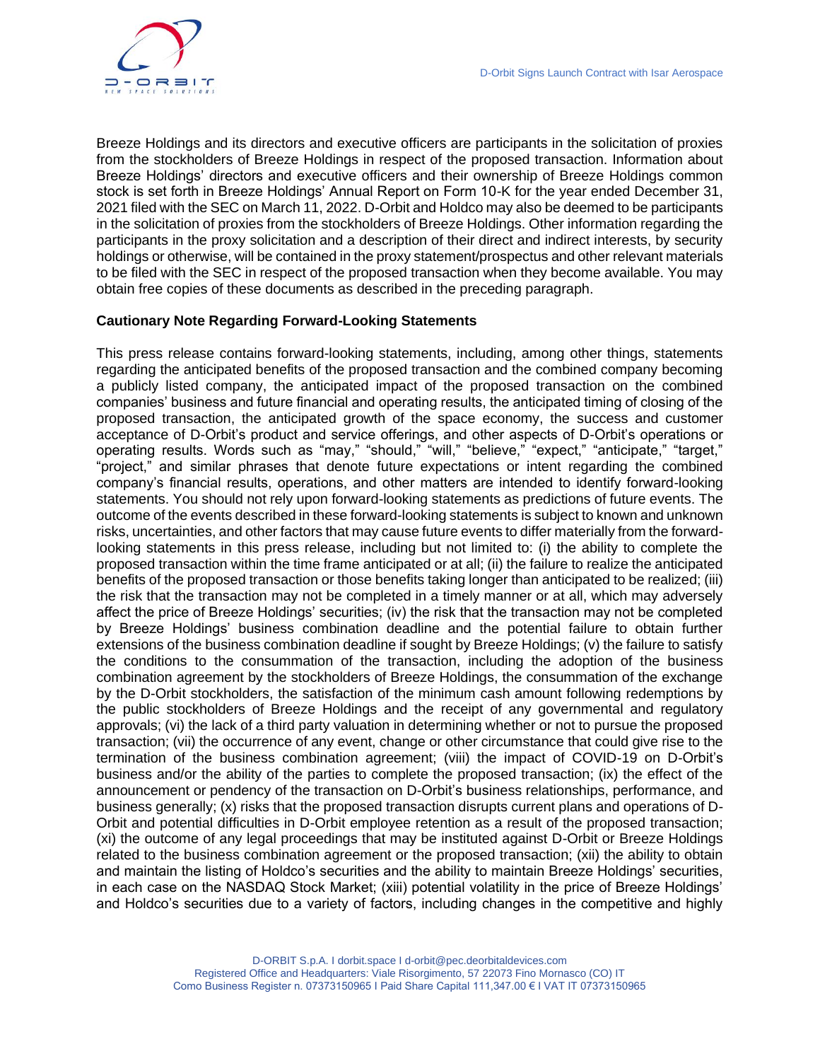Breeze Holdings and its directors and executive officers are participants in the solicitation of proxies from the stockholders of Breeze Holdings in respect of the proposed transaction. Information about Breeze Holdings' directors and executive officers and their ownership of Breeze Holdings common stock is set forth in Breeze Holdings' Annual Report on Form 10-K for the year ended December 31, 2021 filed with the SEC on March 11, 2022. D-Orbit and Holdco may also be deemed to be participants in the solicitation of proxies from the stockholders of Breeze Holdings. Other information regarding the participants in the proxy solicitation and a description of their direct and indirect interests, by security holdings or otherwise, will be contained in the proxy statement/prospectus and other relevant materials to be filed with the SEC in respect of the proposed transaction when they become available. You may obtain free copies of these documents as described in the preceding paragraph.

**Cautionary Note Regarding Forward-Looking Statements**

This press release contains forward-looking statements, including, among other things, statements regarding the anticipated benefits of the proposed transaction and the combined company becoming a publicly listed company, the anticipated impact of the proposed transaction on the combined companies' business and future financial and operating results, the anticipated timing of closing of the proposed transaction, the anticipated growth of the space economy, the success and customer acceptance of D-Orbit's product and service offerings, and other aspects of D-Orbit's operations or operating results. Words such as "may," "should," "will," "believe," "expect," "anticipate," "target," "project," and similar phrases that denote future expectations or intent regarding the combined company's financial results, operations, and other matters are intended to identify forward-looking statements. You should not rely upon forward-looking statements as predictions of future events. The outcome of the events described in these forward-looking statements is subject to known and unknown risks, uncertainties, and other factors that may cause future events to differ materially from the forward-looking statements in this press release, including but not limited to: (i) the ability to complete the proposed transaction within the time frame anticipated or at all; (ii) the failure to realize the anticipated benefits of the proposed transaction or those benefits taking longer than anticipated to be realized; (iii) the risk that the transaction may not be completed in a timely manner or at all, which may adversely affect the price of Breeze Holdings' securities; (iv) the risk that the transaction may not be completed by Breeze Holdings' business combination deadline and the potential failure to obtain further extensions of the business combination deadline if sought by Breeze Holdings; (v) the failure to satisfy the conditions to the consummation of the transaction, including the adoption of the business combination agreement by the stockholders of Breeze Holdings, the consummation of the exchange by the D-Orbit stockholders, the satisfaction of the minimum cash amount following redemptions by the public stockholders of Breeze Holdings and the receipt of any governmental and regulatory approvals; (vi) the lack of a third party valuation in determining whether or not to pursue the proposed transaction; (vii) the occurrence of any event, change or other circumstance that could give rise to the termination of the business combination agreement; (viii) the impact of COVID-19 on D-Orbit's business and/or the ability of the parties to complete the proposed transaction; (ix) the effect of the announcement or pendency of the transaction on D-Orbit's business relationships, performance, and business generally; (x) risks that the proposed transaction disrupts current plans and operations of D-Orbit and potential difficulties in D-Orbit employee retention as a result of the proposed transaction; (xi) the outcome of any legal proceedings that may be instituted against D-Orbit or Breeze Holdings related to the business combination agreement or the proposed transaction; (xii) the ability to obtain and maintain the listing of Holdco's securities and the ability to maintain Breeze Holdings' securities, in each case on the NASDAQ Stock Market; (xiii) potential volatility in the price of Breeze Holdings' and Holdco's securities due to a variety of factors, including changes in the competitive and highly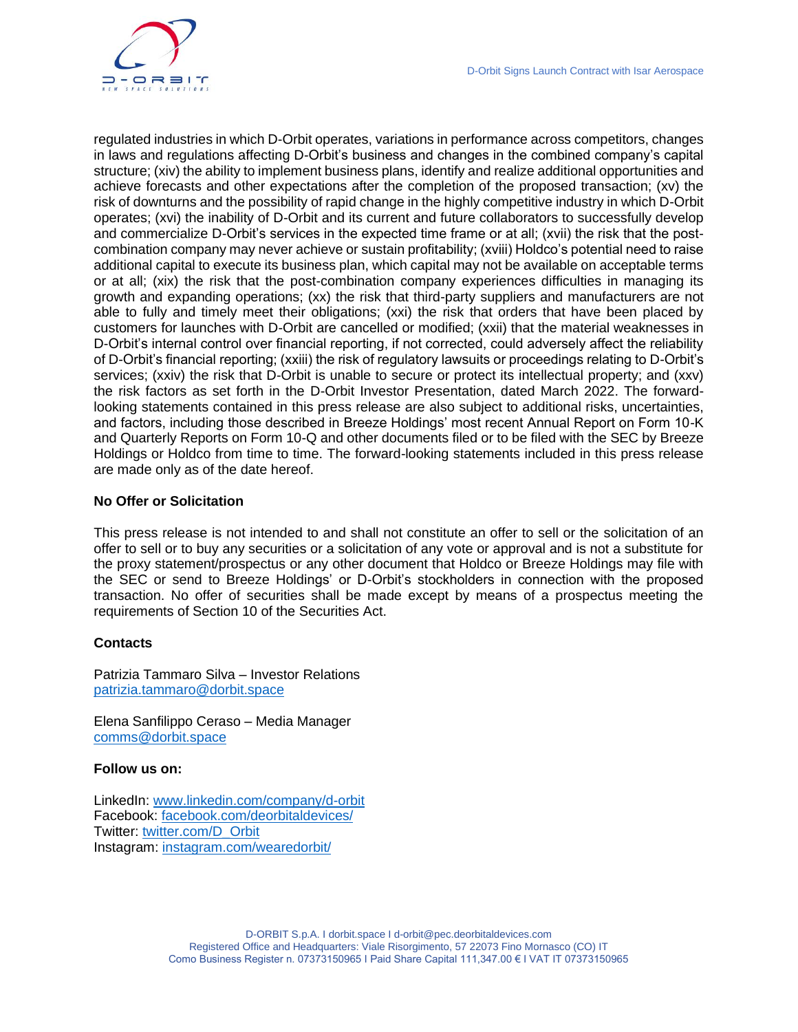regulated industries in which D-Orbit operates, variations in performance across competitors, changes in laws and regulations affecting D-Orbit's business and changes in the combined company's capital structure; (xiv) the ability to implement business plans, identify and realize additional opportunities and achieve forecasts and other expectations after the completion of the proposed transaction; (xv) the risk of downturns and the possibility of rapid change in the highly competitive industry in which D-Orbit operates; (xvi) the inability of D-Orbit and its current and future collaborators to successfully develop and commercialize D-Orbit's services in the expected time frame or at all; (xvii) the risk that the post-combination company may never achieve or sustain profitability; (xviii) Holdco's potential need to raise additional capital to execute its business plan, which capital may not be available on acceptable terms or at all; (xix) the risk that the post-combination company experiences difficulties in managing its growth and expanding operations; (xx) the risk that third-party suppliers and manufacturers are not able to fully and timely meet their obligations; (xxi) the risk that orders that have been placed by customers for launches with D-Orbit are cancelled or modified; (xxii) that the material weaknesses in D-Orbit's internal control over financial reporting, if not corrected, could adversely affect the reliability of D-Orbit's financial reporting; (xxiii) the risk of regulatory lawsuits or proceedings relating to D-Orbit's services; (xxiv) the risk that D-Orbit is unable to secure or protect its intellectual property; and (xxv) the risk factors as set forth in the D-Orbit Investor Presentation, dated March 2022. The forward-looking statements contained in this press release are also subject to additional risks, uncertainties, and factors, including those described in Breeze Holdings' most recent Annual Report on Form 10-K and Quarterly Reports on Form 10-Q and other documents filed or to be filed with the SEC by Breeze Holdings or Holdco from time to time. The forward-looking statements included in this press release are made only as of the date hereof.

**No Offer or Solicitation**

This press release is not intended to and shall not constitute an offer to sell or the solicitation of an offer to sell or to buy any securities or a solicitation of any vote or approval and is not a substitute for the proxy statement/prospectus or any other document that Holdco or Breeze Holdings may file with the SEC or send to Breeze Holdings' or D-Orbit's stockholders in connection with the proposed transaction. No offer of securities shall be made except by means of a prospectus meeting the requirements of Section 10 of the Securities Act.

**Contacts**

Patrizia Tammaro Silva – Investor Relations
patrizia.tammaro@dorbit.space

Elena Sanfilippo Ceraso – Media Manager
comms@dorbit.space

**Follow us on:**

LinkedIn: www.linkedin.com/company/d-orbit
Facebook: facebook.com/deorbitaldevices/
Twitter: twitter.com/D_Orbit
Instagram: instagram.com/wearedorbit/